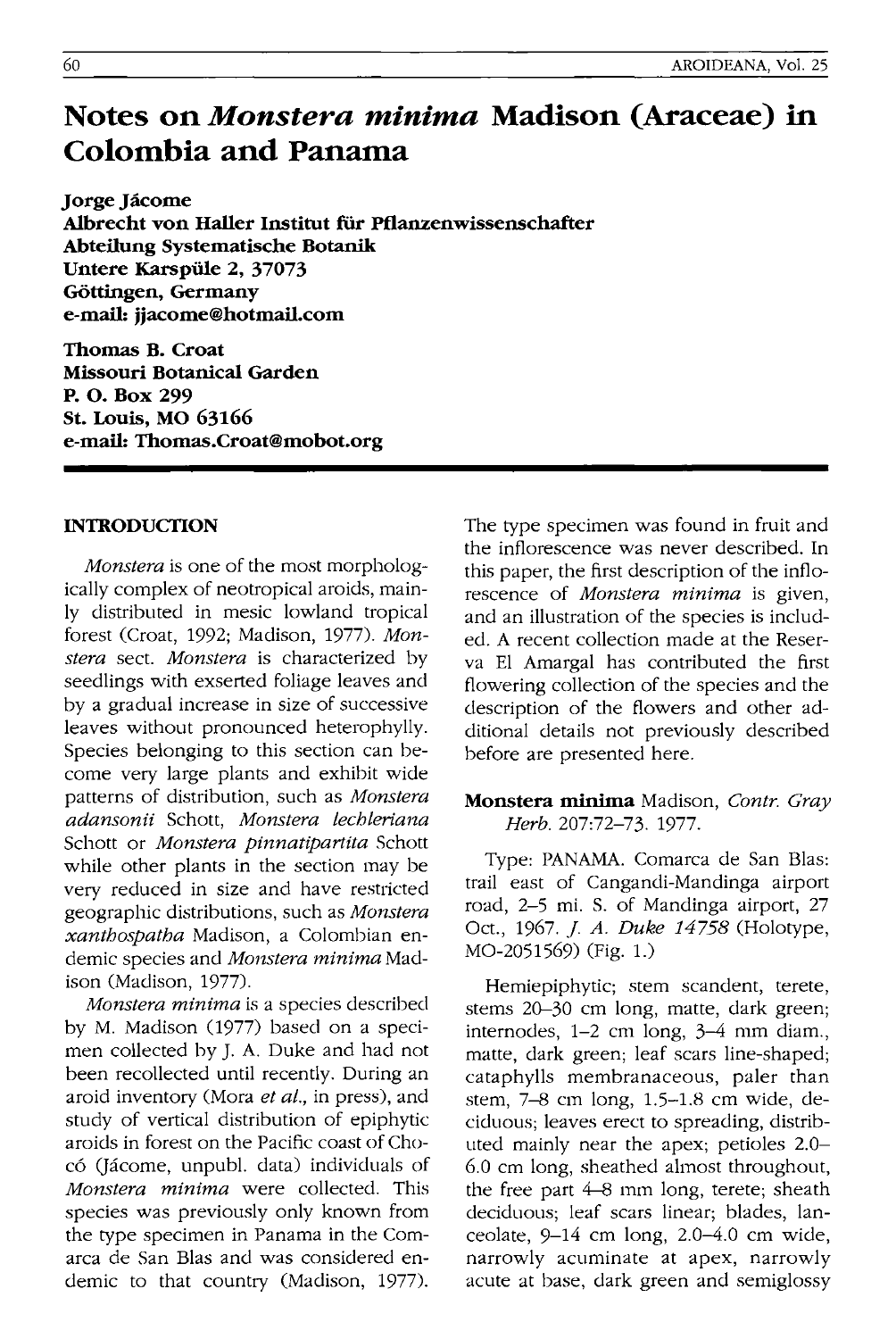# Notes on *Monstera minima* Madison (Araceae) in Colombia and Panama

**Jorge Jácome**
**Albrecht von Haller Institut für Pflanzenwissenschafter**
**Abteilung Systematische Botanik**
**Untere Karspüle 2, 37073**
**Göttingen, Germany**
**e-mail: jjacome@hotmail.com**

**Thomas B. Croat**
**Missouri Botanical Garden**
**P. O. Box 299**
**St. Louis, MO 63166**
**e-mail: Thomas.Croat@mobot.org**

## INTRODUCTION

*Monstera* is one of the most morphologically complex of neotropical aroids, mainly distributed in mesic lowland tropical forest (Croat, 1992; Madison, 1977). *Monstera* sect. *Monstera* is characterized by seedlings with exserted foliage leaves and by a gradual increase in size of successive leaves without pronounced heterophylly. Species belonging to this section can become very large plants and exhibit wide patterns of distribution, such as *Monstera adansonii* Schott, *Monstera lechleriana* Schott or *Monstera pinnatipartita* Schott while other plants in the section may be very reduced in size and have restricted geographic distributions, such as *Monstera xanthospatha* Madison, a Colombian endemic species and *Monstera minima* Madison (Madison, 1977).

*Monstera minima* is a species described by M. Madison (1977) based on a specimen collected by J. A. Duke and had not been recollected until recently. During an aroid inventory (Mora *et al.*, in press), and study of vertical distribution of epiphytic aroids in forest on the Pacific coast of Chocó (Jácome, unpubl. data) individuals of *Monstera minima* were collected. This species was previously only known from the type specimen in Panama in the Comarca de San Blas and was considered endemic to that country (Madison, 1977). The type specimen was found in fruit and the inflorescence was never described. In this paper, the first description of the inflorescence of *Monstera minima* is given, and an illustration of the species is included. A recent collection made at the Reserva El Amargal has contributed the first flowering collection of the species and the description of the flowers and other additional details not previously described before are presented here.

**Monstera minima** Madison, *Contr. Gray Herb.* 207:72–73. 1977.

Type: PANAMA. Comarca de San Blas: trail east of Cangandi-Mandinga airport road, 2–5 mi. S. of Mandinga airport, 27 Oct., 1967. *J. A. Duke 14758* (Holotype, MO-2051569) (Fig. 1.)

Hemiepiphytic; stem scandent, terete, stems 20–30 cm long, matte, dark green; internodes, 1–2 cm long, 3–4 mm diam., matte, dark green; leaf scars line-shaped; cataphylls membranaceous, paler than stem, 7–8 cm long, 1.5–1.8 cm wide, deciduous; leaves erect to spreading, distributed mainly near the apex; petioles 2.0–6.0 cm long, sheathed almost throughout, the free part 4–8 mm long, terete; sheath deciduous; leaf scars linear; blades, lanceolate, 9–14 cm long, 2.0–4.0 cm wide, narrowly acuminate at apex, narrowly acute at base, dark green and semiglossy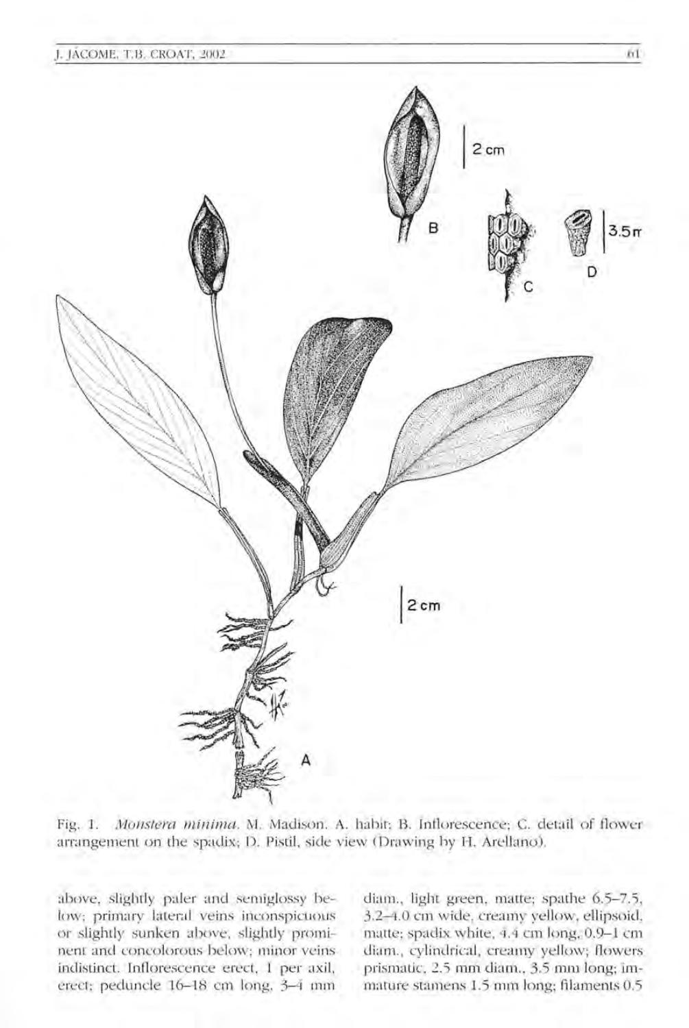Fig. 1. *Monstera minima*. M. Madison. A. habit; B. Inflorescence; C. detail of flower arrangement on the spadix; D. Pistil, side view (Drawing by H. Arellano).

above, slightly paler and semiglossy below; primary lateral veins inconspicuous or slightly sunken above, slightly prominent and concolorous below; minor veins indistinct. Inflorescence erect, 1 per axil, erect; peduncle 16–18 cm long, 3–4 mm diam., light green, matte; spathe 6.5–7.5, 3.2–4.0 cm wide, creamy yellow, ellipsoid, matte; spadix white, 4.4 cm long, 0.9–1 cm diam., cylindrical, creamy yellow; flowers prismatic, 2.5 mm diam., 3.5 mm long; immature stamens 1.5 mm long; filaments 0.5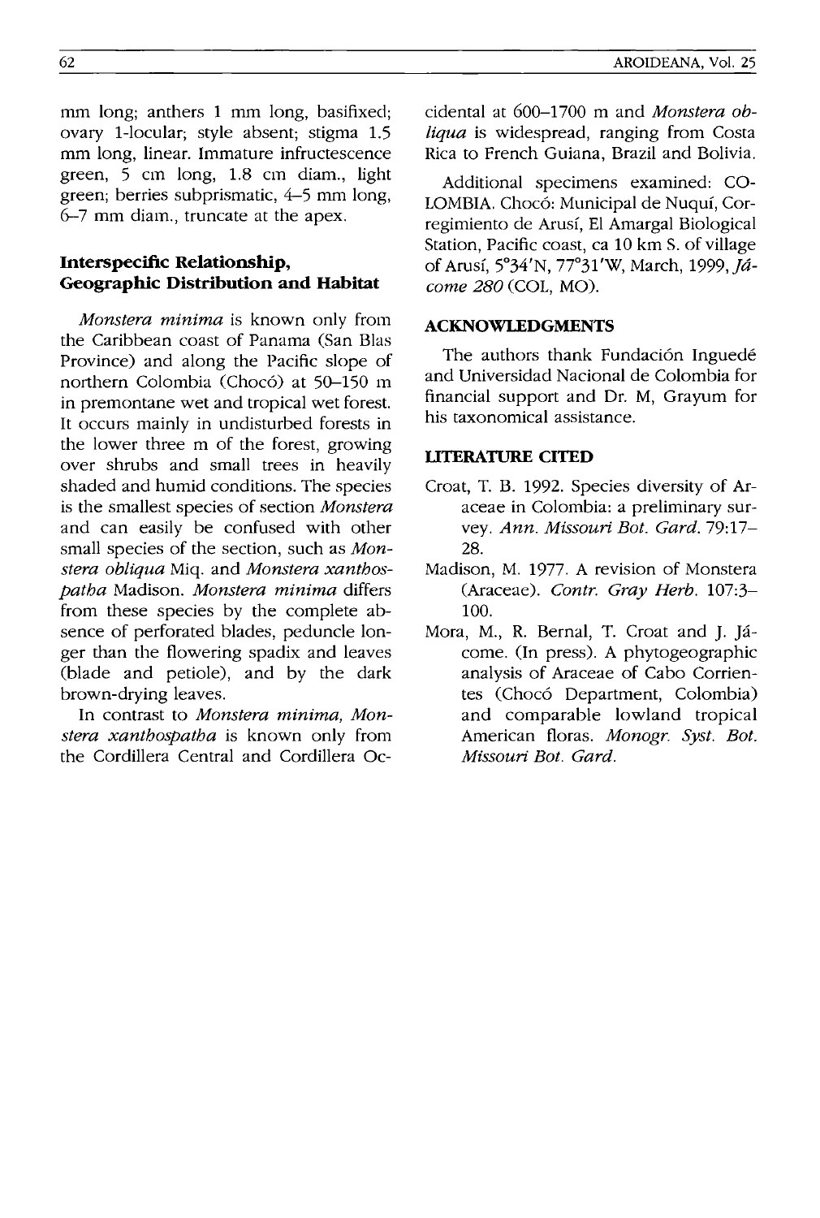mm long; anthers 1 mm long, basifixed; ovary 1-locular; style absent; stigma 1.5 mm long, linear. Immature infructescence green, 5 cm long, 1.8 cm diam., light green; berries subprismatic, 4–5 mm long, 6–7 mm diam., truncate at the apex.

### Interspecific Relationship, Geographic Distribution and Habitat

*Monstera minima* is known only from the Caribbean coast of Panama (San Blas Province) and along the Pacific slope of northern Colombia (Chocó) at 50–150 m in premontane wet and tropical wet forest. It occurs mainly in undisturbed forests in the lower three m of the forest, growing over shrubs and small trees in heavily shaded and humid conditions. The species is the smallest species of section *Monstera* and can easily be confused with other small species of the section, such as *Monstera obliqua* Miq. and *Monstera xanthospatha* Madison. *Monstera minima* differs from these species by the complete absence of perforated blades, peduncle longer than the flowering spadix and leaves (blade and petiole), and by the dark brown-drying leaves.

In contrast to *Monstera minima, Monstera xanthospatha* is known only from the Cordillera Central and Cordillera Occidental at 600–1700 m and *Monstera obliqua* is widespread, ranging from Costa Rica to French Guiana, Brazil and Bolivia.

Additional specimens examined: COLOMBIA. Chocó: Municipal de Nuquí, Corregimiento de Arusí, El Amargal Biological Station, Pacific coast, ca 10 km S. of village of Arusí, 5°34'N, 77°31'W, March, 1999, *Jácome 280* (COL, MO).

## ACKNOWLEDGMENTS

The authors thank Fundación Inguedé and Universidad Nacional de Colombia for financial support and Dr. M, Grayum for his taxonomical assistance.

## LITERATURE CITED

Croat, T. B. 1992. Species diversity of Araceae in Colombia: a preliminary survey. *Ann. Missouri Bot. Gard.* 79:17–28.

Madison, M. 1977. A revision of Monstera (Araceae). *Contr. Gray Herb.* 107:3–100.

Mora, M., R. Bernal, T. Croat and J. Jácome. (In press). A phytogeographic analysis of Araceae of Cabo Corrientes (Chocó Department, Colombia) and comparable lowland tropical American floras. *Monogr. Syst. Bot. Missouri Bot. Gard.*